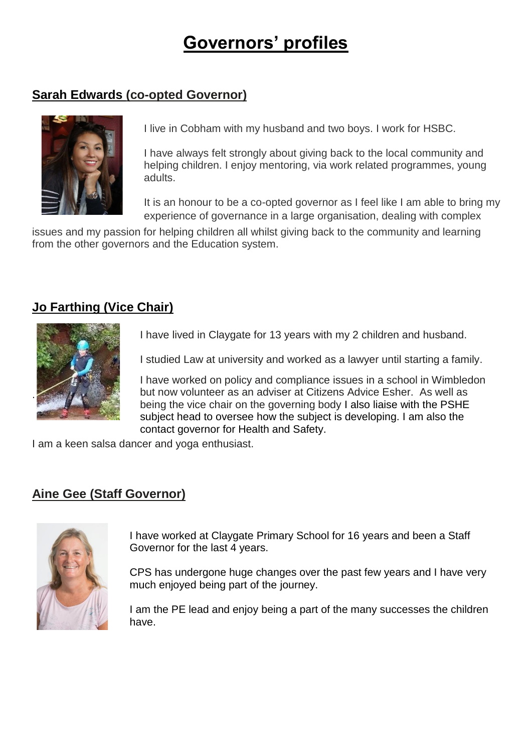# Governors' profiles

## Sarah Edwards (co-opted Governor)

I live in Cobham with my husband and two boys. I work for HSBC.

I have always felt strongly about giving back to the local community and helping children. I enjoy mentoring, via work related programmes, young adults.

It is an honour to be a co-opted governor as I feel like I am able to bring my experience of governance in a large organisation, dealing with complex issues and my passion for helping children all whilst giving back to the community and learning from the other governors and the Education system.

## Jo Farthing (Vice Chair)

I have lived in Claygate for 13 years with my 2 children and husband.

I studied Law at university and worked as a lawyer until starting a family.

I have worked on policy and compliance issues in a school in Wimbledon but now volunteer as an adviser at Citizens Advice Esher. As well as being the vice chair on the governing body I also liaise with the PSHE subject head to oversee how the subject is developing. I am also the contact governor for Health and Safety.

I am a keen salsa dancer and yoga enthusiast.

## Aine Gee (Staff Governor)

I have worked at Claygate Primary School for 16 years and been a Staff Governor for the last 4 years.

CPS has undergone huge changes over the past few years and I have very much enjoyed being part of the journey.

I am the PE lead and enjoy being a part of the many successes the children have.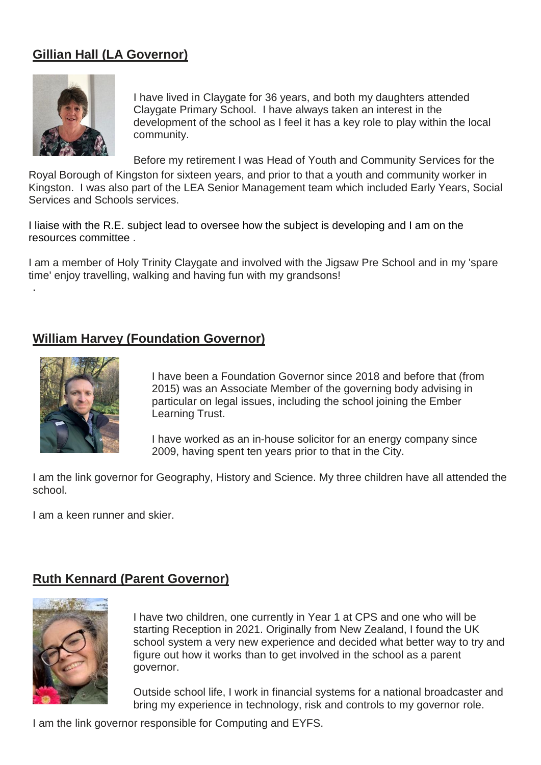## Gillian Hall (LA Governor)

I have lived in Claygate for 36 years, and both my daughters attended Claygate Primary School. I have always taken an interest in the development of the school as I feel it has a key role to play within the local community.

Before my retirement I was Head of Youth and Community Services for the Royal Borough of Kingston for sixteen years, and prior to that a youth and community worker in Kingston. I was also part of the LEA Senior Management team which included Early Years, Social Services and Schools services.

I liaise with the R.E. subject lead to oversee how the subject is developing and I am on the resources committee .

I am a member of Holy Trinity Claygate and involved with the Jigsaw Pre School and in my 'spare time' enjoy travelling, walking and having fun with my grandsons!

## William Harvey (Foundation Governor)

I have been a Foundation Governor since 2018 and before that (from 2015) was an Associate Member of the governing body advising in particular on legal issues, including the school joining the Ember Learning Trust.

I have worked as an in-house solicitor for an energy company since 2009, having spent ten years prior to that in the City.

I am the link governor for Geography, History and Science. My three children have all attended the school.

I am a keen runner and skier.

## Ruth Kennard (Parent Governor)

I have two children, one currently in Year 1 at CPS and one who will be starting Reception in 2021. Originally from New Zealand, I found the UK school system a very new experience and decided what better way to try and figure out how it works than to get involved in the school as a parent governor.

Outside school life, I work in financial systems for a national broadcaster and bring my experience in technology, risk and controls to my governor role.

I am the link governor responsible for Computing and EYFS.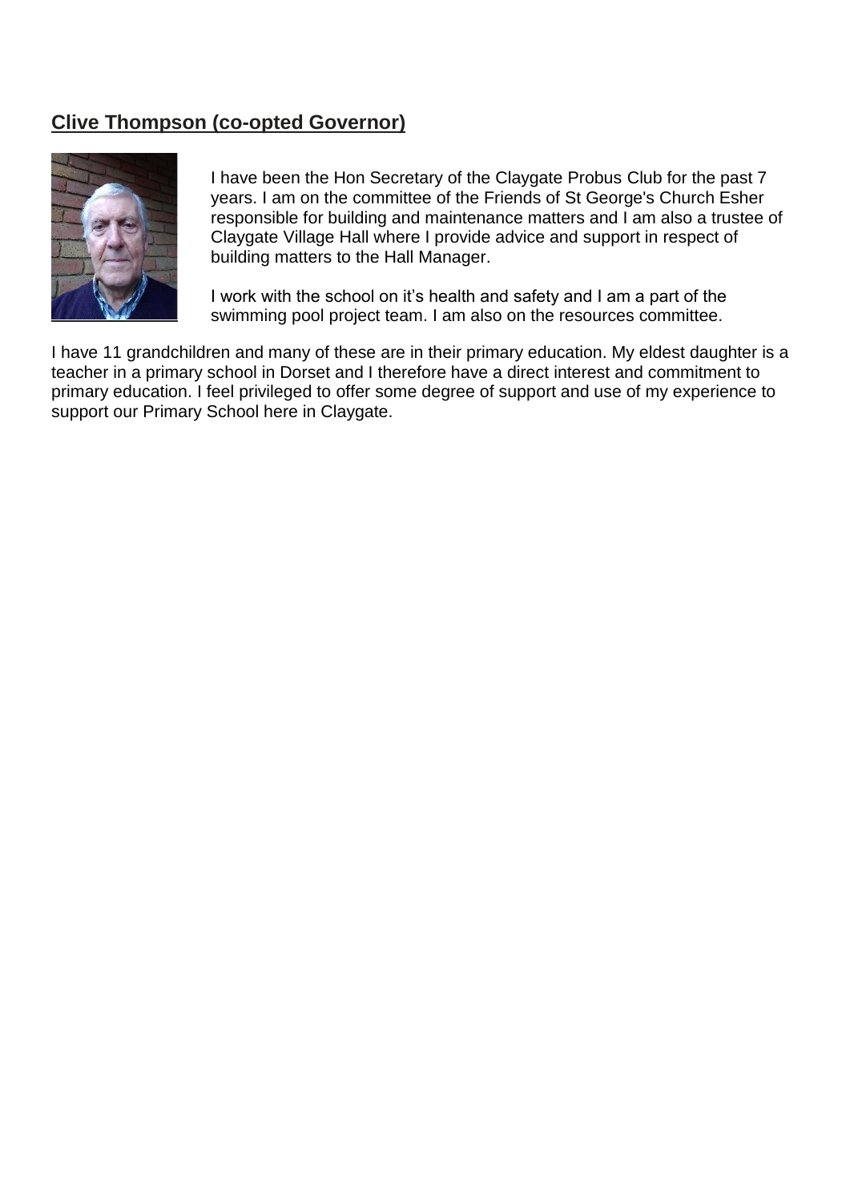## Clive Thompson (co-opted Governor)

I have been the Hon Secretary of the Claygate Probus Club for the past 7 years. I am on the committee of the Friends of St George's Church Esher responsible for building and maintenance matters and I am also a trustee of Claygate Village Hall where I provide advice and support in respect of building matters to the Hall Manager.

I work with the school on it's health and safety and I am a part of the swimming pool project team. I am also on the resources committee.

I have 11 grandchildren and many of these are in their primary education. My eldest daughter is a teacher in a primary school in Dorset and I therefore have a direct interest and commitment to primary education. I feel privileged to offer some degree of support and use of my experience to support our Primary School here in Claygate.